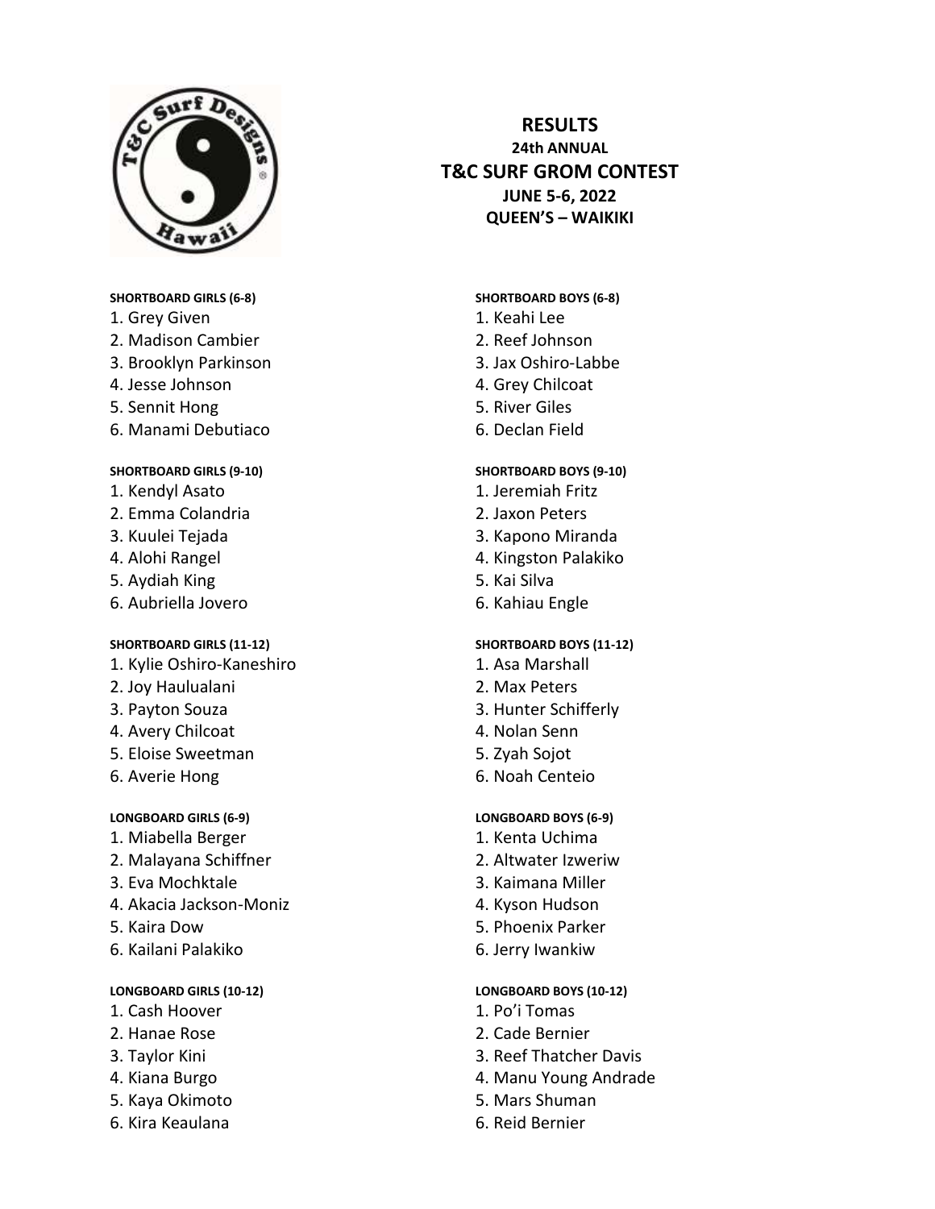# RESULTS

## 24th ANNUAL

# T&C SURF GROM CONTEST

## JUNE 5-6, 2022

## QUEEN'S – WAIKIKI

**SHORTBOARD GIRLS (6-8)**

1. Grey Given
2. Madison Cambier
3. Brooklyn Parkinson
4. Jesse Johnson
5. Sennit Hong
6. Manami Debutiaco

**SHORTBOARD GIRLS (9-10)**

1. Kendyl Asato
2. Emma Colandria
3. Kuulei Tejada
4. Alohi Rangel
5. Aydiah King
6. Aubriella Jovero

**SHORTBOARD GIRLS (11-12)**

1. Kylie Oshiro-Kaneshiro
2. Joy Haulualani
3. Payton Souza
4. Avery Chilcoat
5. Eloise Sweetman
6. Averie Hong

**LONGBOARD GIRLS (6-9)**

1. Miabella Berger
2. Malayana Schiffner
3. Eva Mochktale
4. Akacia Jackson-Moniz
5. Kaira Dow
6. Kailani Palakiko

**LONGBOARD GIRLS (10-12)**

1. Cash Hoover
2. Hanae Rose
3. Taylor Kini
4. Kiana Burgo
5. Kaya Okimoto
6. Kira Keaulana

**SHORTBOARD BOYS (6-8)**

1. Keahi Lee
2. Reef Johnson
3. Jax Oshiro-Labbe
4. Grey Chilcoat
5. River Giles
6. Declan Field

**SHORTBOARD BOYS (9-10)**

1. Jeremiah Fritz
2. Jaxon Peters
3. Kapono Miranda
4. Kingston Palakiko
5. Kai Silva
6. Kahiau Engle

**SHORTBOARD BOYS (11-12)**

1. Asa Marshall
2. Max Peters
3. Hunter Schifferly
4. Nolan Senn
5. Zyah Sojot
6. Noah Centeio

**LONGBOARD BOYS (6-9)**

1. Kenta Uchima
2. Altwater Izweriw
3. Kaimana Miller
4. Kyson Hudson
5. Phoenix Parker
6. Jerry Iwankiw

**LONGBOARD BOYS (10-12)**

1. Po'i Tomas
2. Cade Bernier
3. Reef Thatcher Davis
4. Manu Young Andrade
5. Mars Shuman
6. Reid Bernier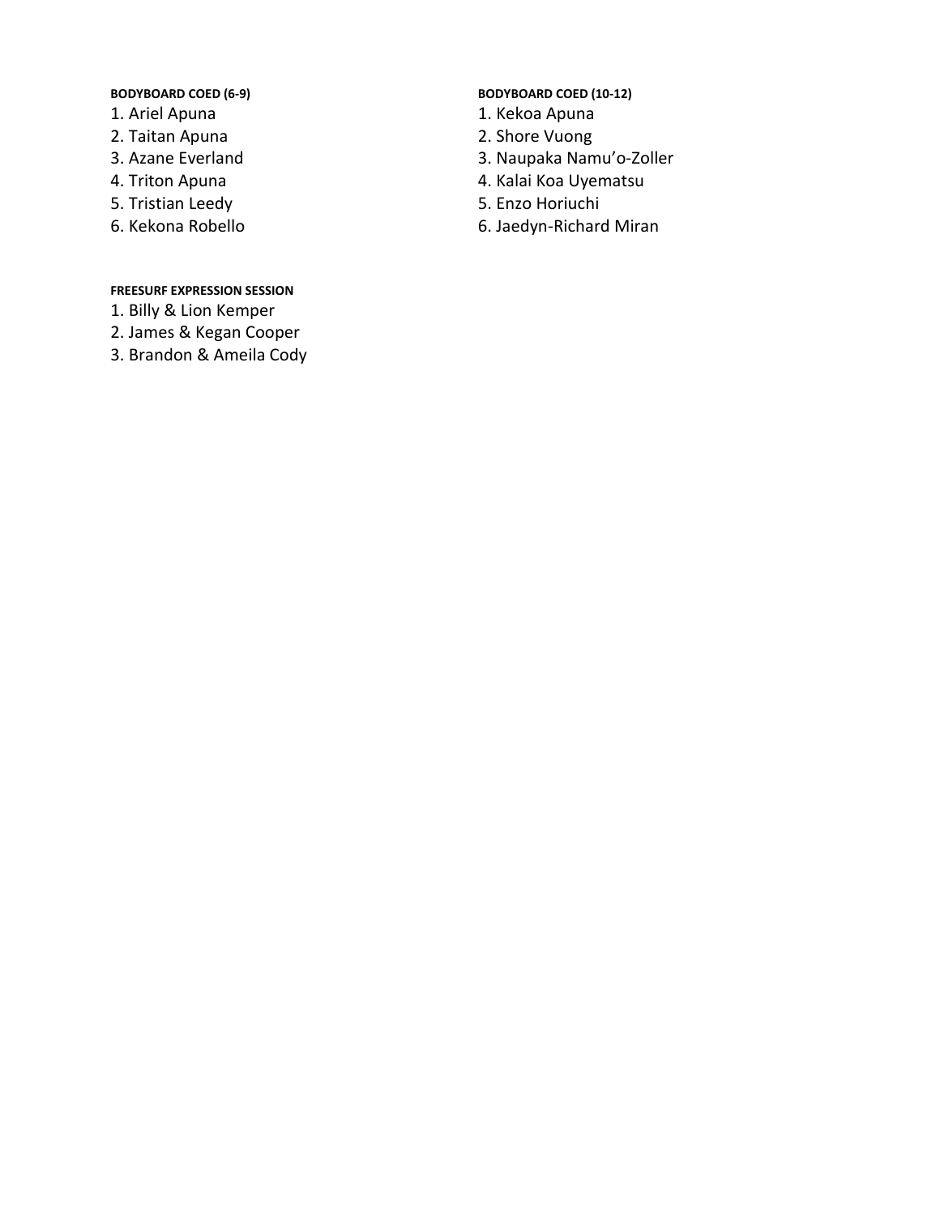**BODYBOARD COED (6-9)**

1. Ariel Apuna
2. Taitan Apuna
3. Azane Everland
4. Triton Apuna
5. Tristian Leedy
6. Kekona Robello

**BODYBOARD COED (10-12)**

1. Kekoa Apuna
2. Shore Vuong
3. Naupaka Namu'o-Zoller
4. Kalai Koa Uyematsu
5. Enzo Horiuchi
6. Jaedyn-Richard Miran

**FREESURF EXPRESSION SESSION**

1. Billy & Lion Kemper
2. James & Kegan Cooper
3. Brandon & Ameila Cody